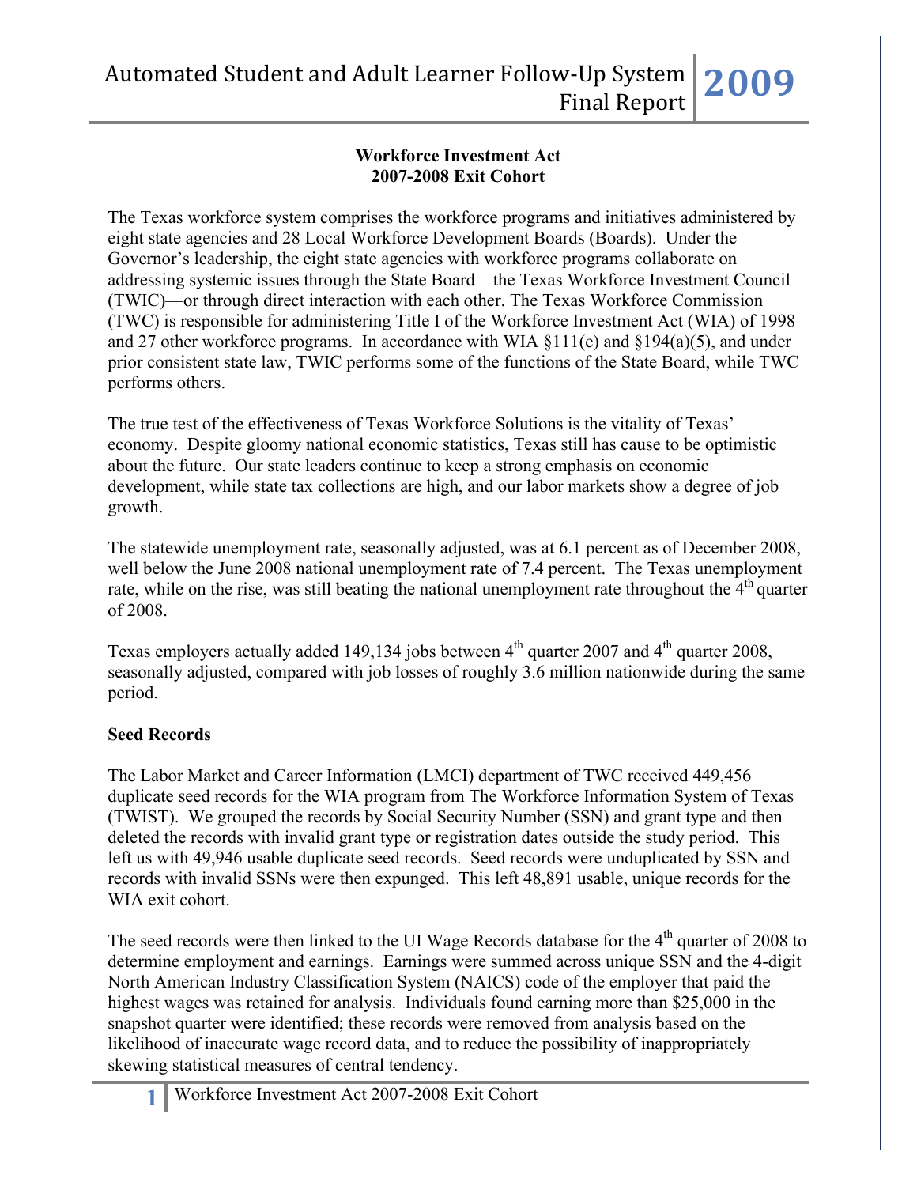## Workforce Investment Act 2007-2008 Exit Cohort

The Texas workforce system comprises the workforce programs and initiatives administered by eight state agencies and 28 Local Workforce Development Boards (Boards). Under the Governor's leadership, the eight state agencies with workforce programs collaborate on addressing systemic issues through the State Board—the Texas Workforce Investment Council (TWIC)—or through direct interaction with each other. The Texas Workforce Commission (TWC) is responsible for administering Title I of the Workforce Investment Act (WIA) of 1998 and 27 other workforce programs. In accordance with WIA §111(e) and §194(a)(5), and under prior consistent state law, TWIC performs some of the functions of the State Board, while TWC performs others.

The true test of the effectiveness of Texas Workforce Solutions is the vitality of Texas' economy. Despite gloomy national economic statistics, Texas still has cause to be optimistic about the future. Our state leaders continue to keep a strong emphasis on economic development, while state tax collections are high, and our labor markets show a degree of job growth.

The statewide unemployment rate, seasonally adjusted, was at 6.1 percent as of December 2008, well below the June 2008 national unemployment rate of 7.4 percent. The Texas unemployment rate, while on the rise, was still beating the national unemployment rate throughout the 4th quarter of 2008.

Texas employers actually added 149,134 jobs between 4th quarter 2007 and 4th quarter 2008, seasonally adjusted, compared with job losses of roughly 3.6 million nationwide during the same period.

### Seed Records

The Labor Market and Career Information (LMCI) department of TWC received 449,456 duplicate seed records for the WIA program from The Workforce Information System of Texas (TWIST). We grouped the records by Social Security Number (SSN) and grant type and then deleted the records with invalid grant type or registration dates outside the study period. This left us with 49,946 usable duplicate seed records. Seed records were unduplicated by SSN and records with invalid SSNs were then expunged. This left 48,891 usable, unique records for the WIA exit cohort.

The seed records were then linked to the UI Wage Records database for the 4th quarter of 2008 to determine employment and earnings. Earnings were summed across unique SSN and the 4-digit North American Industry Classification System (NAICS) code of the employer that paid the highest wages was retained for analysis. Individuals found earning more than $25,000 in the snapshot quarter were identified; these records were removed from analysis based on the likelihood of inaccurate wage record data, and to reduce the possibility of inappropriately skewing statistical measures of central tendency.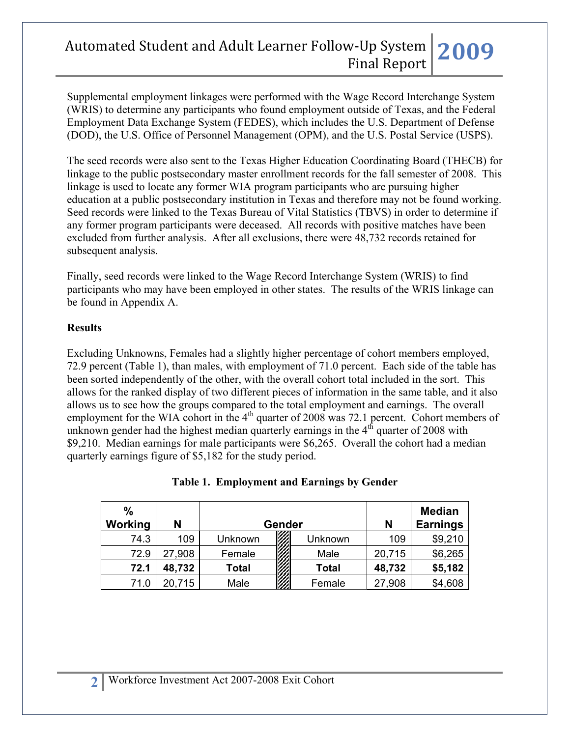Supplemental employment linkages were performed with the Wage Record Interchange System (WRIS) to determine any participants who found employment outside of Texas, and the Federal Employment Data Exchange System (FEDES), which includes the U.S. Department of Defense (DOD), the U.S. Office of Personnel Management (OPM), and the U.S. Postal Service (USPS).

The seed records were also sent to the Texas Higher Education Coordinating Board (THECB) for linkage to the public postsecondary master enrollment records for the fall semester of 2008. This linkage is used to locate any former WIA program participants who are pursuing higher education at a public postsecondary institution in Texas and therefore may not be found working. Seed records were linked to the Texas Bureau of Vital Statistics (TBVS) in order to determine if any former program participants were deceased. All records with positive matches have been excluded from further analysis. After all exclusions, there were 48,732 records retained for subsequent analysis.

Finally, seed records were linked to the Wage Record Interchange System (WRIS) to find participants who may have been employed in other states. The results of the WRIS linkage can be found in Appendix A.

**Results**

Excluding Unknowns, Females had a slightly higher percentage of cohort members employed, 72.9 percent (Table 1), than males, with employment of 71.0 percent. Each side of the table has been sorted independently of the other, with the overall cohort total included in the sort. This allows for the ranked display of two different pieces of information in the same table, and it also allows us to see how the groups compared to the total employment and earnings. The overall employment for the WIA cohort in the 4th quarter of 2008 was 72.1 percent. Cohort members of unknown gender had the highest median quarterly earnings in the 4th quarter of 2008 with $9,210. Median earnings for male participants were $6,265. Overall the cohort had a median quarterly earnings figure of $5,182 for the study period.

**Table 1. Employment and Earnings by Gender**

| % Working | N | Gender | Gender | N | Median Earnings |
|---|---|---|---|---|---|
| 74.3 | 109 | Unknown | Unknown | 109 | $9,210 |
| 72.9 | 27,908 | Female | Male | 20,715 | $6,265 |
| **72.1** | **48,732** | **Total** | **Total** | **48,732** | **$5,182** |
| 71.0 | 20,715 | Male | Female | 27,908 | $4,608 |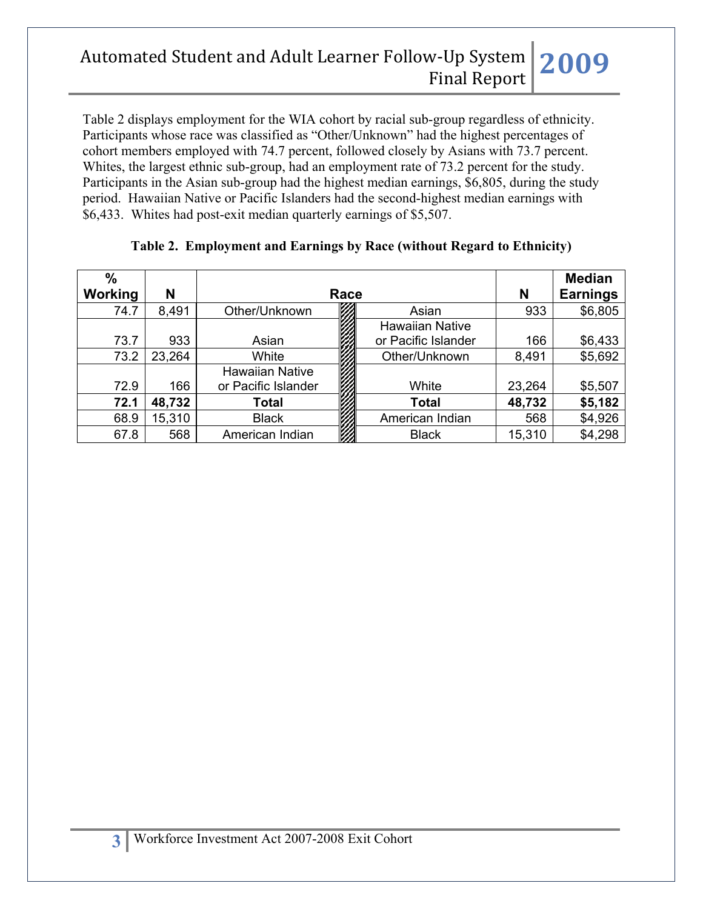Table 2 displays employment for the WIA cohort by racial sub-group regardless of ethnicity. Participants whose race was classified as "Other/Unknown" had the highest percentages of cohort members employed with 74.7 percent, followed closely by Asians with 73.7 percent. Whites, the largest ethnic sub-group, had an employment rate of 73.2 percent for the study. Participants in the Asian sub-group had the highest median earnings, $6,805, during the study period. Hawaiian Native or Pacific Islanders had the second-highest median earnings with $6,433. Whites had post-exit median quarterly earnings of $5,507.

**Table 2. Employment and Earnings by Race (without Regard to Ethnicity)**

| % Working | N | Race | | Race | N | Median Earnings |
|---|---|---|---|---|---|---|
| 74.7 | 8,491 | Other/Unknown | | Asian | 933 | $6,805 |
| 73.7 | 933 | Asian | | Hawaiian Native or Pacific Islander | 166 | $6,433 |
| 73.2 | 23,264 | White | | Other/Unknown | 8,491 | $5,692 |
| 72.9 | 166 | Hawaiian Native or Pacific Islander | | White | 23,264 | $5,507 |
| **72.1** | **48,732** | **Total** | | **Total** | **48,732** | **$5,182** |
| 68.9 | 15,310 | Black | | American Indian | 568 | $4,926 |
| 67.8 | 568 | American Indian | | Black | 15,310 | $4,298 |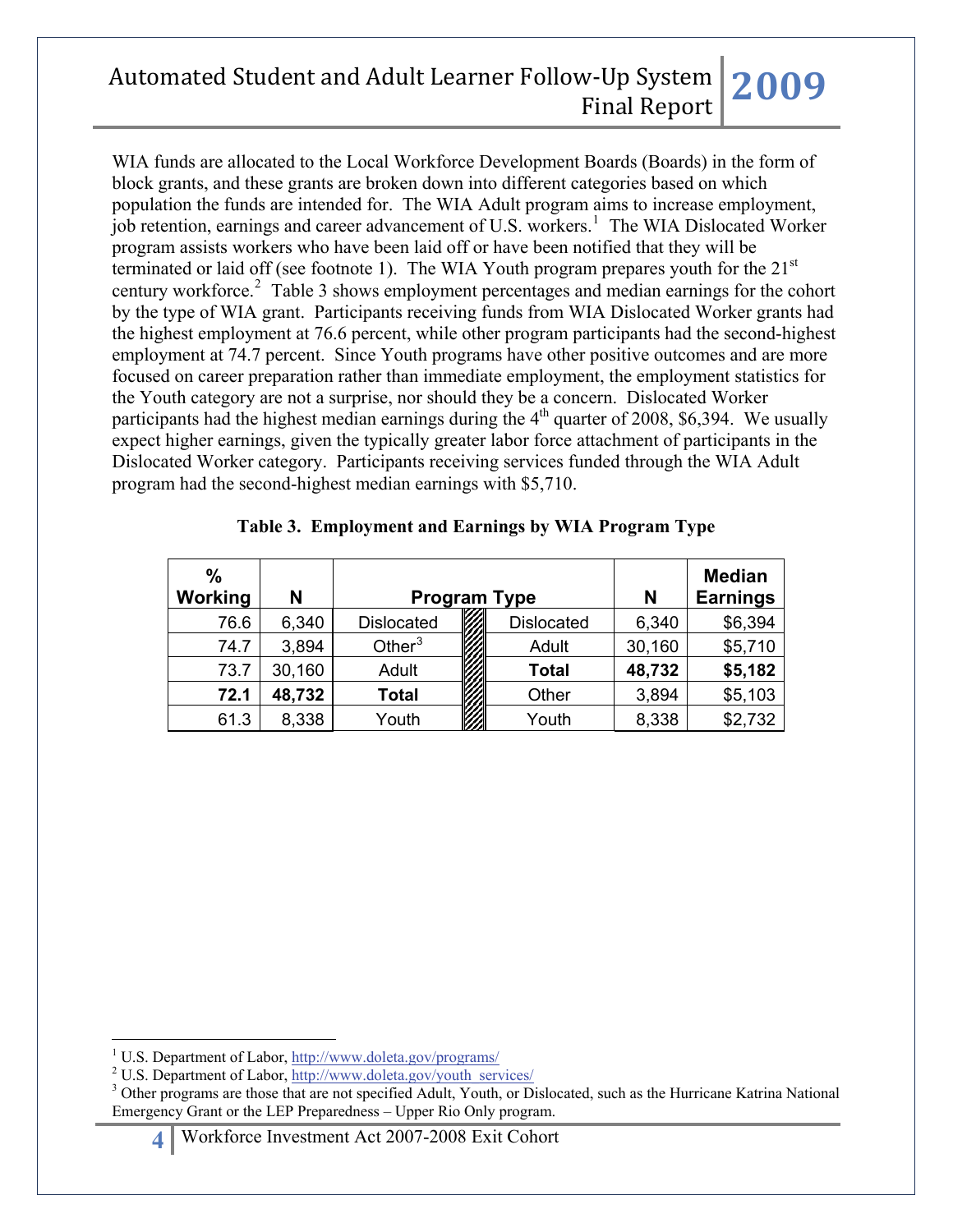WIA funds are allocated to the Local Workforce Development Boards (Boards) in the form of block grants, and these grants are broken down into different categories based on which population the funds are intended for. The WIA Adult program aims to increase employment, job retention, earnings and career advancement of U.S. workers.[1] The WIA Dislocated Worker program assists workers who have been laid off or have been notified that they will be terminated or laid off (see footnote 1). The WIA Youth program prepares youth for the 21st century workforce.[2] Table 3 shows employment percentages and median earnings for the cohort by the type of WIA grant. Participants receiving funds from WIA Dislocated Worker grants had the highest employment at 76.6 percent, while other program participants had the second-highest employment at 74.7 percent. Since Youth programs have other positive outcomes and are more focused on career preparation rather than immediate employment, the employment statistics for the Youth category are not a surprise, nor should they be a concern. Dislocated Worker participants had the highest median earnings during the 4th quarter of 2008, $6,394. We usually expect higher earnings, given the typically greater labor force attachment of participants in the Dislocated Worker category. Participants receiving services funded through the WIA Adult program had the second-highest median earnings with $5,710.

**Table 3. Employment and Earnings by WIA Program Type**

| % Working | N | Program Type | | Program Type | N | Median Earnings |
|---|---|---|---|---|---|---|
| 76.6 | 6,340 | Dislocated | | Dislocated | 6,340 | $6,394 |
| 74.7 | 3,894 | Other[3] | | Adult | 30,160 | $5,710 |
| 73.7 | 30,160 | Adult | | **Total** | **48,732** | **$5,182** |
| **72.1** | **48,732** | **Total** | | Other | 3,894 | $5,103 |
| 61.3 | 8,338 | Youth | | Youth | 8,338 | $2,732 |

---

[1] U.S. Department of Labor, http://www.doleta.gov/programs/

[2] U.S. Department of Labor, http://www.doleta.gov/youth_services/

[3] Other programs are those that are not specified Adult, Youth, or Dislocated, such as the Hurricane Katrina National Emergency Grant or the LEP Preparedness – Upper Rio Only program.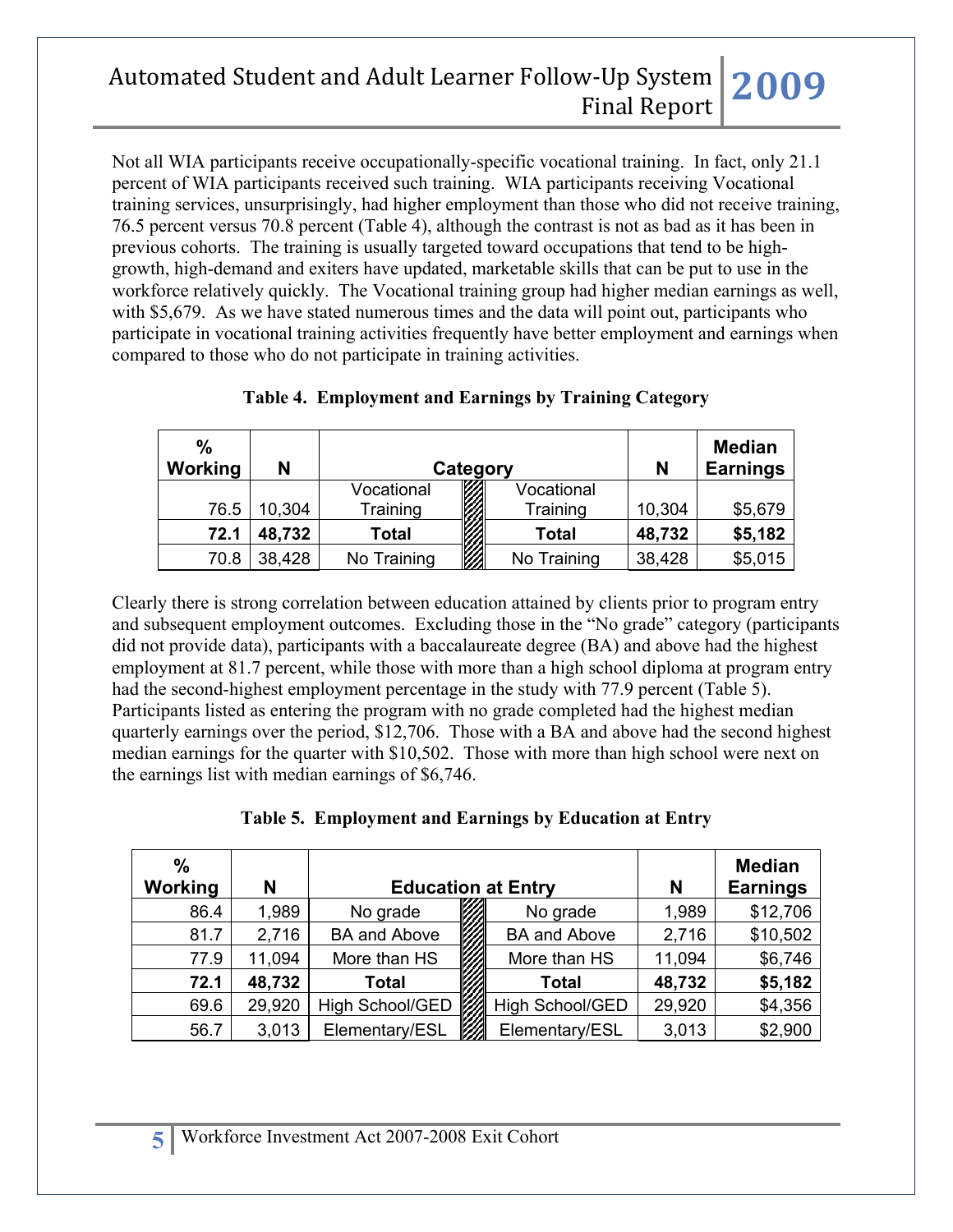Not all WIA participants receive occupationally-specific vocational training. In fact, only 21.1 percent of WIA participants received such training. WIA participants receiving Vocational training services, unsurprisingly, had higher employment than those who did not receive training, 76.5 percent versus 70.8 percent (Table 4), although the contrast is not as bad as it has been in previous cohorts. The training is usually targeted toward occupations that tend to be high-growth, high-demand and exiters have updated, marketable skills that can be put to use in the workforce relatively quickly. The Vocational training group had higher median earnings as well, with $5,679. As we have stated numerous times and the data will point out, participants who participate in vocational training activities frequently have better employment and earnings when compared to those who do not participate in training activities.

**Table 4. Employment and Earnings by Training Category**

| % Working | N | Category | | Category | N | Median Earnings |
|---|---|---|---|---|---|---|
| 76.5 | 10,304 | Vocational Training | | Vocational Training | 10,304 | $5,679 |
| **72.1** | **48,732** | **Total** | | **Total** | **48,732** | **$5,182** |
| 70.8 | 38,428 | No Training | | No Training | 38,428 | $5,015 |

Clearly there is strong correlation between education attained by clients prior to program entry and subsequent employment outcomes. Excluding those in the "No grade" category (participants did not provide data), participants with a baccalaureate degree (BA) and above had the highest employment at 81.7 percent, while those with more than a high school diploma at program entry had the second-highest employment percentage in the study with 77.9 percent (Table 5). Participants listed as entering the program with no grade completed had the highest median quarterly earnings over the period, $12,706. Those with a BA and above had the second highest median earnings for the quarter with $10,502. Those with more than high school were next on the earnings list with median earnings of $6,746.

**Table 5. Employment and Earnings by Education at Entry**

| % Working | N | Education at Entry | | Education at Entry | N | Median Earnings |
|---|---|---|---|---|---|---|
| 86.4 | 1,989 | No grade | | No grade | 1,989 | $12,706 |
| 81.7 | 2,716 | BA and Above | | BA and Above | 2,716 | $10,502 |
| 77.9 | 11,094 | More than HS | | More than HS | 11,094 | $6,746 |
| **72.1** | **48,732** | **Total** | | **Total** | **48,732** | **$5,182** |
| 69.6 | 29,920 | High School/GED | | High School/GED | 29,920 | $4,356 |
| 56.7 | 3,013 | Elementary/ESL | | Elementary/ESL | 3,013 | $2,900 |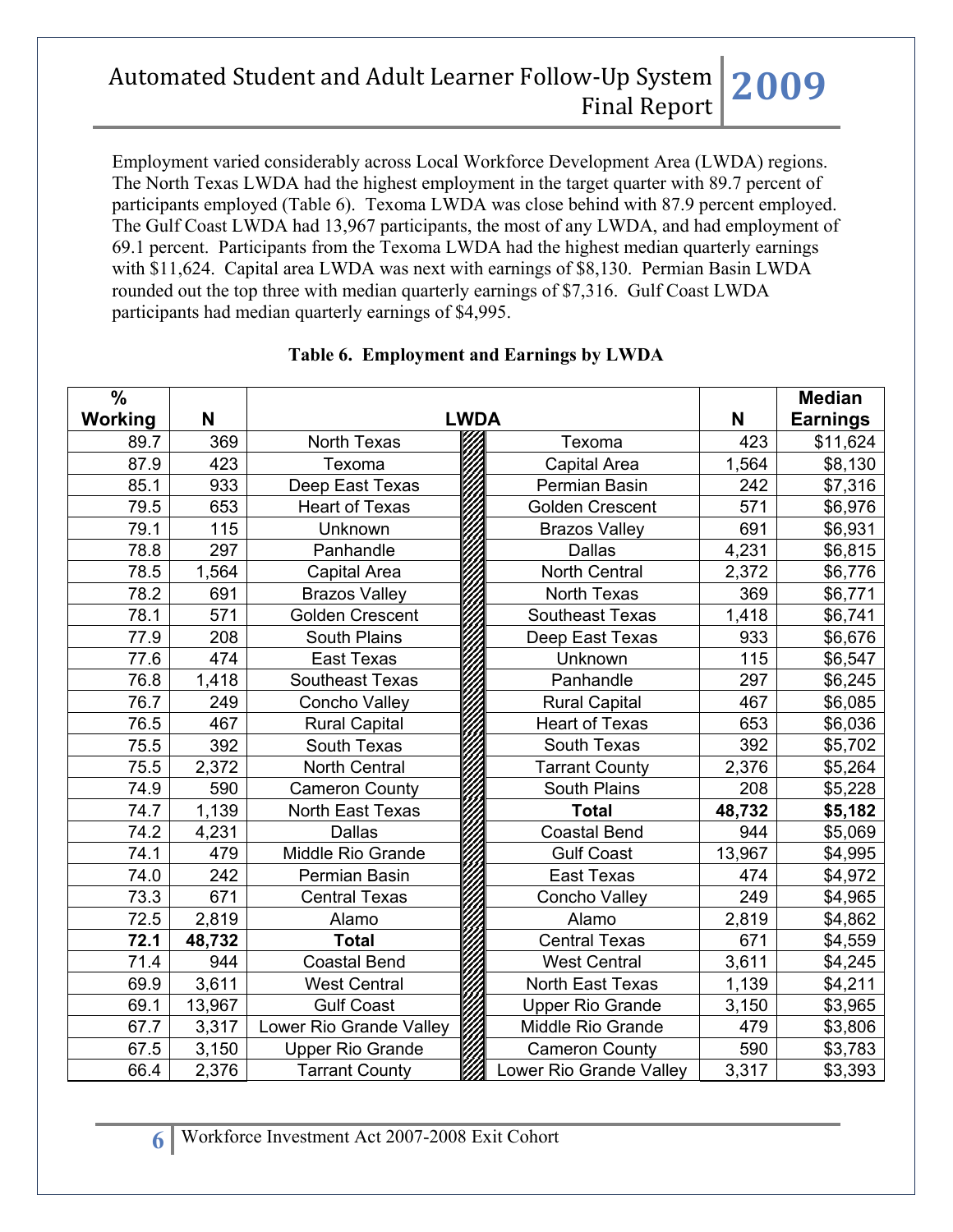Employment varied considerably across Local Workforce Development Area (LWDA) regions. The North Texas LWDA had the highest employment in the target quarter with 89.7 percent of participants employed (Table 6). Texoma LWDA was close behind with 87.9 percent employed. The Gulf Coast LWDA had 13,967 participants, the most of any LWDA, and had employment of 69.1 percent. Participants from the Texoma LWDA had the highest median quarterly earnings with $11,624. Capital area LWDA was next with earnings of $8,130. Permian Basin LWDA rounded out the top three with median quarterly earnings of $7,316. Gulf Coast LWDA participants had median quarterly earnings of $4,995.

**Table 6. Employment and Earnings by LWDA**

| % Working | N | LWDA | LWDA | N | Median Earnings |
|---|---|---|---|---|---|
| 89.7 | 369 | North Texas | Texoma | 423 | $11,624 |
| 87.9 | 423 | Texoma | Capital Area | 1,564 | $8,130 |
| 85.1 | 933 | Deep East Texas | Permian Basin | 242 | $7,316 |
| 79.5 | 653 | Heart of Texas | Golden Crescent | 571 | $6,976 |
| 79.1 | 115 | Unknown | Brazos Valley | 691 | $6,931 |
| 78.8 | 297 | Panhandle | Dallas | 4,231 | $6,815 |
| 78.5 | 1,564 | Capital Area | North Central | 2,372 | $6,776 |
| 78.2 | 691 | Brazos Valley | North Texas | 369 | $6,771 |
| 78.1 | 571 | Golden Crescent | Southeast Texas | 1,418 | $6,741 |
| 77.9 | 208 | South Plains | Deep East Texas | 933 | $6,676 |
| 77.6 | 474 | East Texas | Unknown | 115 | $6,547 |
| 76.8 | 1,418 | Southeast Texas | Panhandle | 297 | $6,245 |
| 76.7 | 249 | Concho Valley | Rural Capital | 467 | $6,085 |
| 76.5 | 467 | Rural Capital | Heart of Texas | 653 | $6,036 |
| 75.5 | 392 | South Texas | South Texas | 392 | $5,702 |
| 75.5 | 2,372 | North Central | Tarrant County | 2,376 | $5,264 |
| 74.9 | 590 | Cameron County | South Plains | 208 | $5,228 |
| 74.7 | 1,139 | North East Texas | **Total** | **48,732** | **$5,182** |
| 74.2 | 4,231 | Dallas | Coastal Bend | 944 | $5,069 |
| 74.1 | 479 | Middle Rio Grande | Gulf Coast | 13,967 | $4,995 |
| 74.0 | 242 | Permian Basin | East Texas | 474 | $4,972 |
| 73.3 | 671 | Central Texas | Concho Valley | 249 | $4,965 |
| 72.5 | 2,819 | Alamo | Alamo | 2,819 | $4,862 |
| **72.1** | **48,732** | **Total** | Central Texas | 671 | $4,559 |
| 71.4 | 944 | Coastal Bend | West Central | 3,611 | $4,245 |
| 69.9 | 3,611 | West Central | North East Texas | 1,139 | $4,211 |
| 69.1 | 13,967 | Gulf Coast | Upper Rio Grande | 3,150 | $3,965 |
| 67.7 | 3,317 | Lower Rio Grande Valley | Middle Rio Grande | 479 | $3,806 |
| 67.5 | 3,150 | Upper Rio Grande | Cameron County | 590 | $3,783 |
| 66.4 | 2,376 | Tarrant County | Lower Rio Grande Valley | 3,317 | $3,393 |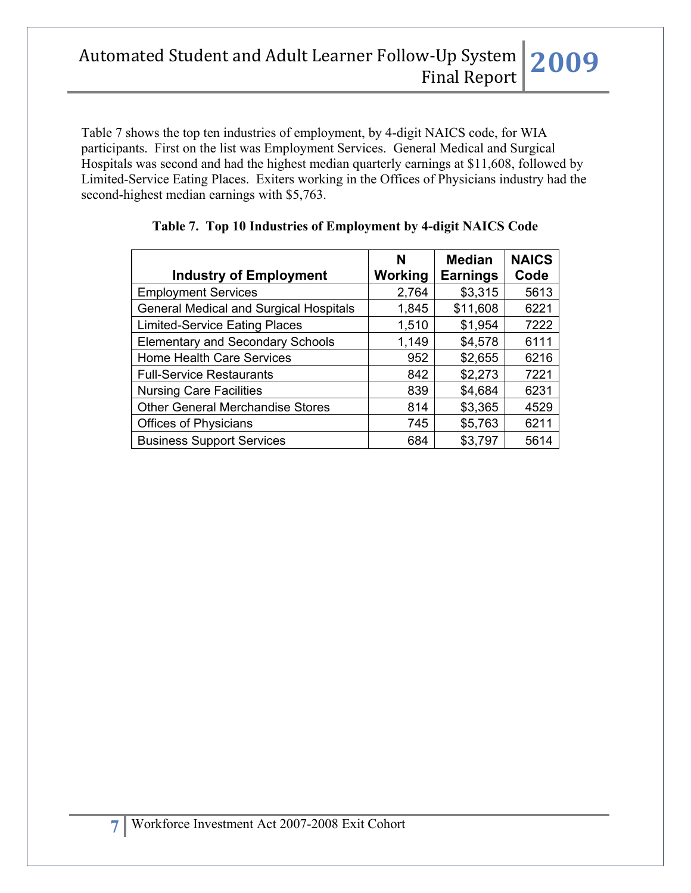Table 7 shows the top ten industries of employment, by 4-digit NAICS code, for WIA participants. First on the list was Employment Services. General Medical and Surgical Hospitals was second and had the highest median quarterly earnings at $11,608, followed by Limited-Service Eating Places. Exiters working in the Offices of Physicians industry had the second-highest median earnings with $5,763.

**Table 7. Top 10 Industries of Employment by 4-digit NAICS Code**

| Industry of Employment | N Working | Median Earnings | NAICS Code |
|---|---|---|---|
| Employment Services | 2,764 | $3,315 | 5613 |
| General Medical and Surgical Hospitals | 1,845 | $11,608 | 6221 |
| Limited-Service Eating Places | 1,510 | $1,954 | 7222 |
| Elementary and Secondary Schools | 1,149 | $4,578 | 6111 |
| Home Health Care Services | 952 | $2,655 | 6216 |
| Full-Service Restaurants | 842 | $2,273 | 7221 |
| Nursing Care Facilities | 839 | $4,684 | 6231 |
| Other General Merchandise Stores | 814 | $3,365 | 4529 |
| Offices of Physicians | 745 | $5,763 | 6211 |
| Business Support Services | 684 | $3,797 | 5614 |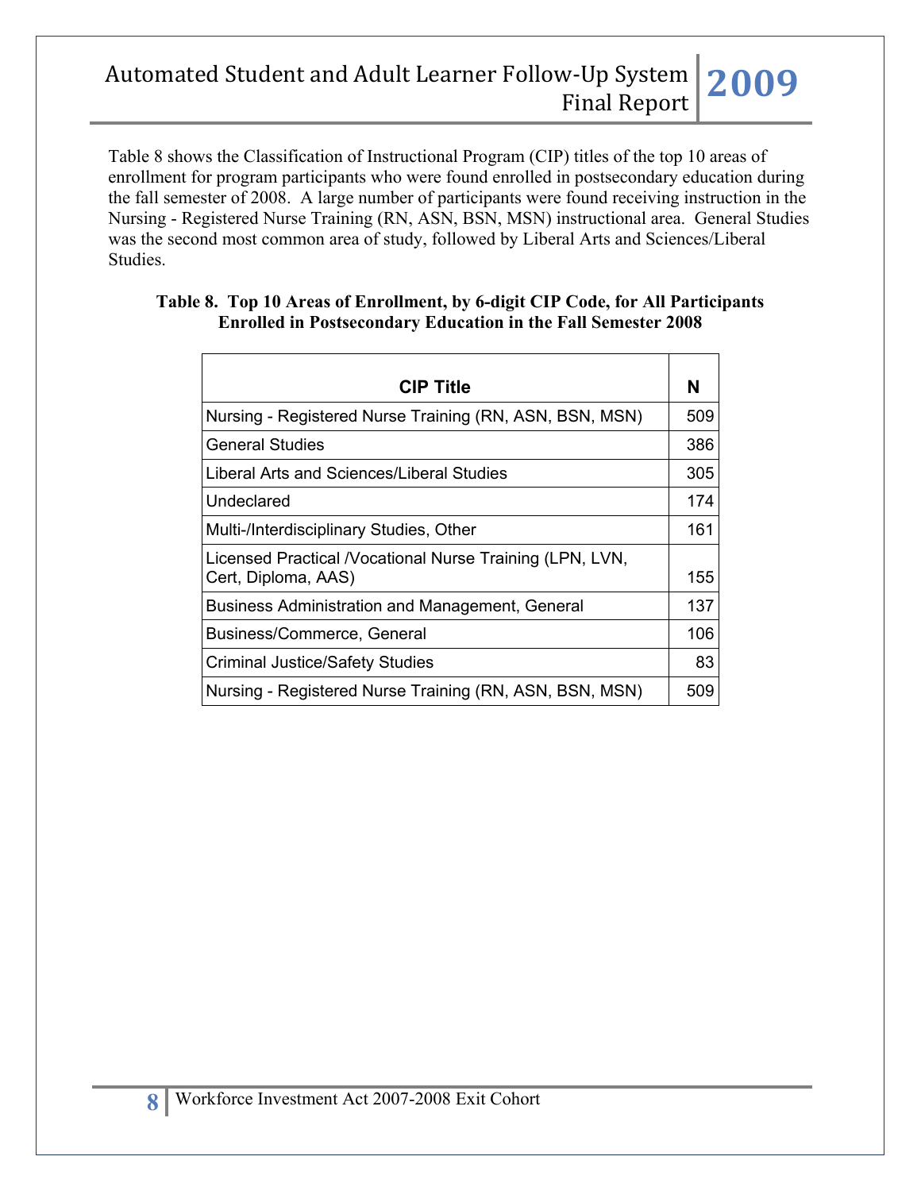Table 8 shows the Classification of Instructional Program (CIP) titles of the top 10 areas of enrollment for program participants who were found enrolled in postsecondary education during the fall semester of 2008. A large number of participants were found receiving instruction in the Nursing - Registered Nurse Training (RN, ASN, BSN, MSN) instructional area. General Studies was the second most common area of study, followed by Liberal Arts and Sciences/Liberal Studies.

**Table 8. Top 10 Areas of Enrollment, by 6-digit CIP Code, for All Participants Enrolled in Postsecondary Education in the Fall Semester 2008**

| CIP Title | N |
|---|---|
| Nursing - Registered Nurse Training (RN, ASN, BSN, MSN) | 509 |
| General Studies | 386 |
| Liberal Arts and Sciences/Liberal Studies | 305 |
| Undeclared | 174 |
| Multi-/Interdisciplinary Studies, Other | 161 |
| Licensed Practical /Vocational Nurse Training (LPN, LVN, Cert, Diploma, AAS) | 155 |
| Business Administration and Management, General | 137 |
| Business/Commerce, General | 106 |
| Criminal Justice/Safety Studies | 83 |
| Nursing - Registered Nurse Training (RN, ASN, BSN, MSN) | 509 |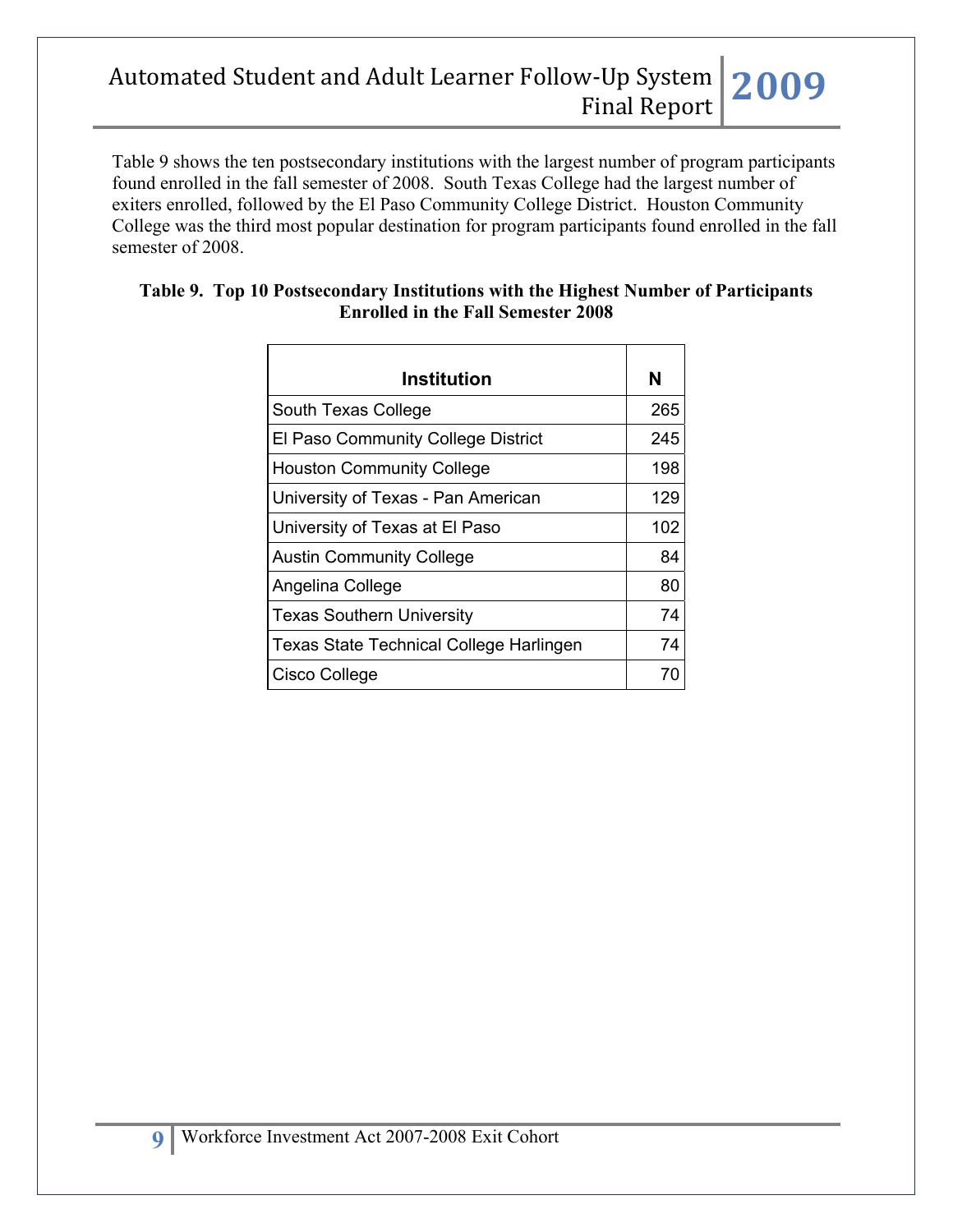Table 9 shows the ten postsecondary institutions with the largest number of program participants found enrolled in the fall semester of 2008. South Texas College had the largest number of exiters enrolled, followed by the El Paso Community College District. Houston Community College was the third most popular destination for program participants found enrolled in the fall semester of 2008.

**Table 9. Top 10 Postsecondary Institutions with the Highest Number of Participants Enrolled in the Fall Semester 2008**

| Institution | N |
|---|---|
| South Texas College | 265 |
| El Paso Community College District | 245 |
| Houston Community College | 198 |
| University of Texas - Pan American | 129 |
| University of Texas at El Paso | 102 |
| Austin Community College | 84 |
| Angelina College | 80 |
| Texas Southern University | 74 |
| Texas State Technical College Harlingen | 74 |
| Cisco College | 70 |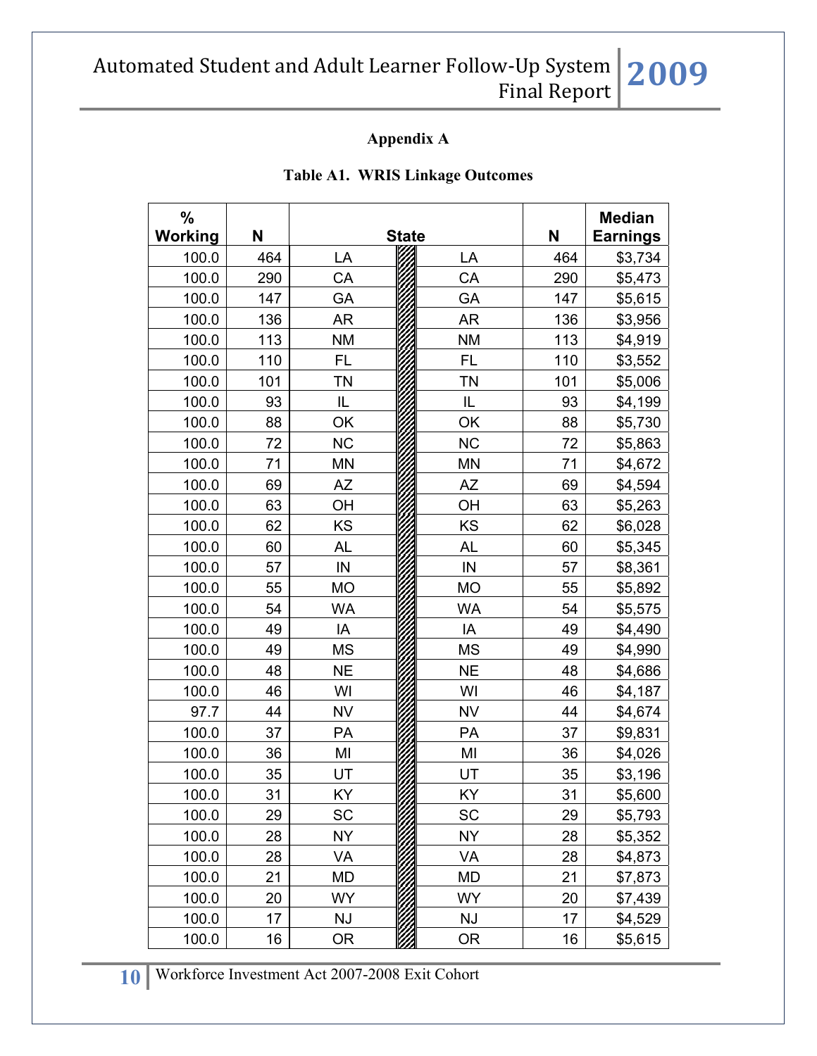**Appendix A**

**Table A1. WRIS Linkage Outcomes**

| % Working | N | State | | N | Median Earnings |
|---|---|---|---|---|---|
| 100.0 | 464 | LA | LA | 464 | $3,734 |
| 100.0 | 290 | CA | CA | 290 | $5,473 |
| 100.0 | 147 | GA | GA | 147 | $5,615 |
| 100.0 | 136 | AR | AR | 136 | $3,956 |
| 100.0 | 113 | NM | NM | 113 | $4,919 |
| 100.0 | 110 | FL | FL | 110 | $3,552 |
| 100.0 | 101 | TN | TN | 101 | $5,006 |
| 100.0 | 93 | IL | IL | 93 | $4,199 |
| 100.0 | 88 | OK | OK | 88 | $5,730 |
| 100.0 | 72 | NC | NC | 72 | $5,863 |
| 100.0 | 71 | MN | MN | 71 | $4,672 |
| 100.0 | 69 | AZ | AZ | 69 | $4,594 |
| 100.0 | 63 | OH | OH | 63 | $5,263 |
| 100.0 | 62 | KS | KS | 62 | $6,028 |
| 100.0 | 60 | AL | AL | 60 | $5,345 |
| 100.0 | 57 | IN | IN | 57 | $8,361 |
| 100.0 | 55 | MO | MO | 55 | $5,892 |
| 100.0 | 54 | WA | WA | 54 | $5,575 |
| 100.0 | 49 | IA | IA | 49 | $4,490 |
| 100.0 | 49 | MS | MS | 49 | $4,990 |
| 100.0 | 48 | NE | NE | 48 | $4,686 |
| 100.0 | 46 | WI | WI | 46 | $4,187 |
| 97.7 | 44 | NV | NV | 44 | $4,674 |
| 100.0 | 37 | PA | PA | 37 | $9,831 |
| 100.0 | 36 | MI | MI | 36 | $4,026 |
| 100.0 | 35 | UT | UT | 35 | $3,196 |
| 100.0 | 31 | KY | KY | 31 | $5,600 |
| 100.0 | 29 | SC | SC | 29 | $5,793 |
| 100.0 | 28 | NY | NY | 28 | $5,352 |
| 100.0 | 28 | VA | VA | 28 | $4,873 |
| 100.0 | 21 | MD | MD | 21 | $7,873 |
| 100.0 | 20 | WY | WY | 20 | $7,439 |
| 100.0 | 17 | NJ | NJ | 17 | $4,529 |
| 100.0 | 16 | OR | OR | 16 | $5,615 |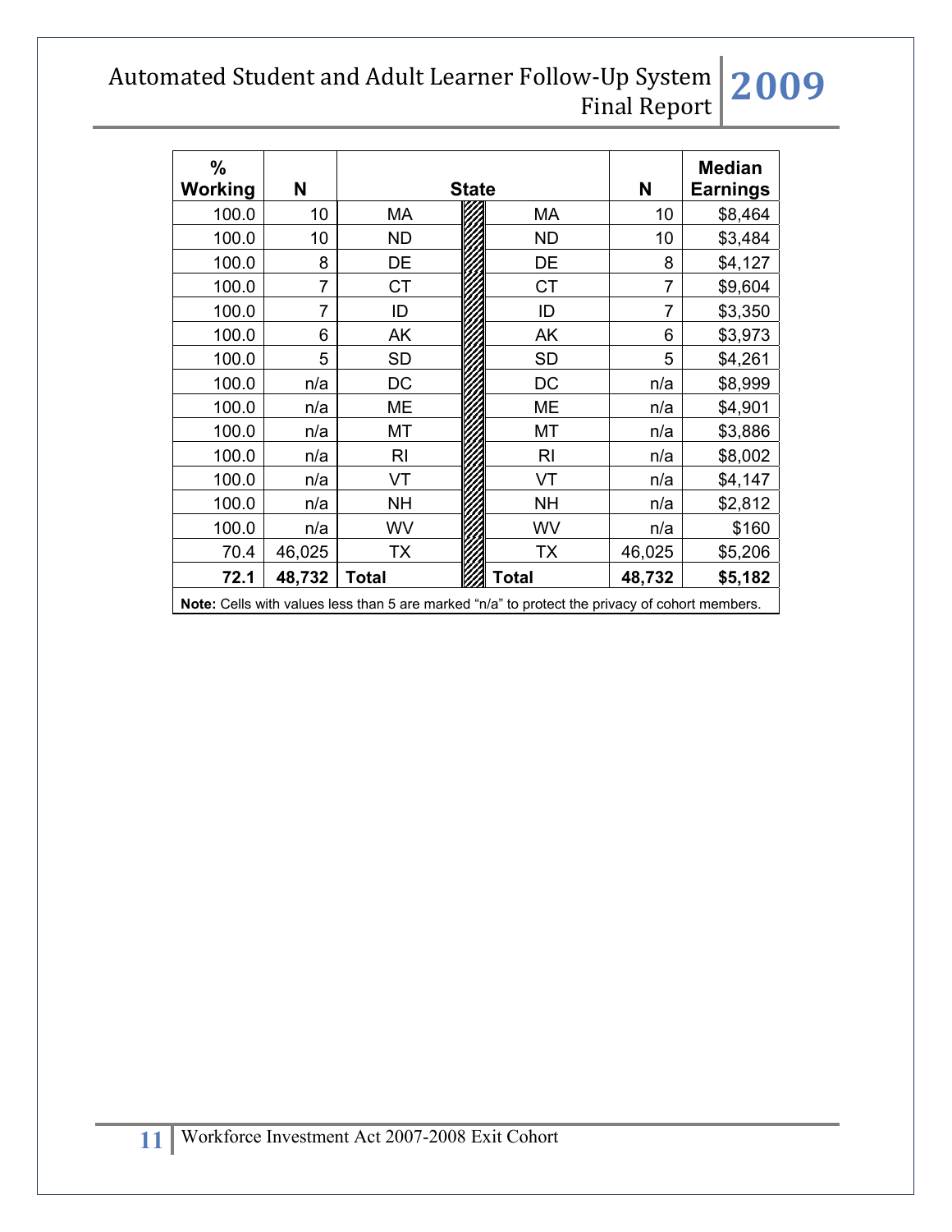| % Working | N | State | | State | N | Median Earnings |
|---|---|---|---|---|---|---|
| 100.0 | 10 | MA | | MA | 10 | $8,464 |
| 100.0 | 10 | ND | | ND | 10 | $3,484 |
| 100.0 | 8 | DE | | DE | 8 | $4,127 |
| 100.0 | 7 | CT | | CT | 7 | $9,604 |
| 100.0 | 7 | ID | | ID | 7 | $3,350 |
| 100.0 | 6 | AK | | AK | 6 | $3,973 |
| 100.0 | 5 | SD | | SD | 5 | $4,261 |
| 100.0 | n/a | DC | | DC | n/a | $8,999 |
| 100.0 | n/a | ME | | ME | n/a | $4,901 |
| 100.0 | n/a | MT | | MT | n/a | $3,886 |
| 100.0 | n/a | RI | | RI | n/a | $8,002 |
| 100.0 | n/a | VT | | VT | n/a | $4,147 |
| 100.0 | n/a | NH | | NH | n/a | $2,812 |
| 100.0 | n/a | WV | | WV | n/a | $160 |
| 70.4 | 46,025 | TX | | TX | 46,025 | $5,206 |
| **72.1** | **48,732** | **Total** | | **Total** | **48,732** | **$5,182** |

**Note:** Cells with values less than 5 are marked "n/a" to protect the privacy of cohort members.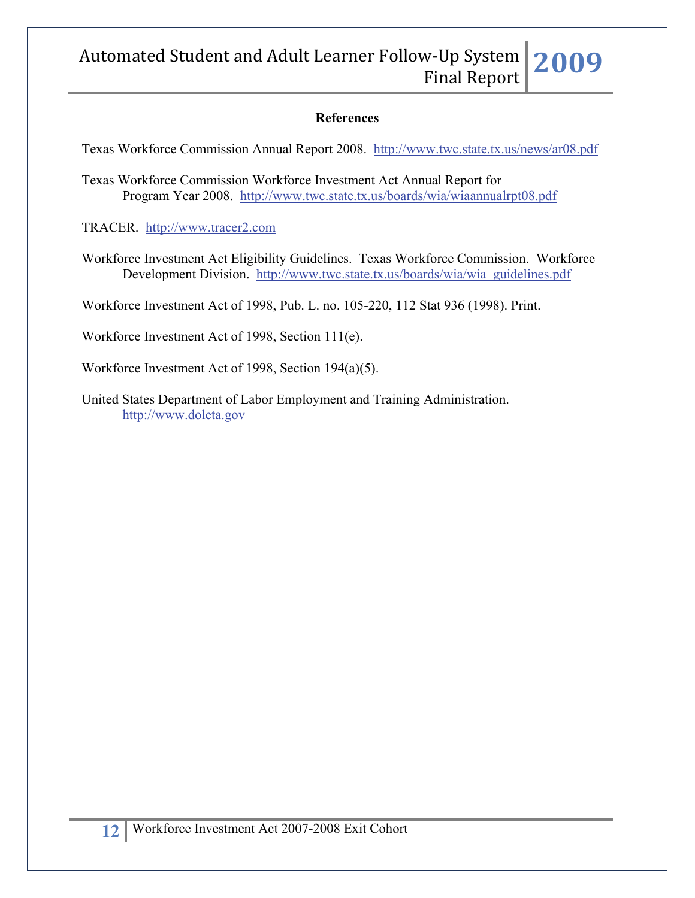## References

Texas Workforce Commission Annual Report 2008. http://www.twc.state.tx.us/news/ar08.pdf

Texas Workforce Commission Workforce Investment Act Annual Report for Program Year 2008. http://www.twc.state.tx.us/boards/wia/wiaannualrpt08.pdf

TRACER. http://www.tracer2.com

Workforce Investment Act Eligibility Guidelines. Texas Workforce Commission. Workforce Development Division. http://www.twc.state.tx.us/boards/wia/wia_guidelines.pdf

Workforce Investment Act of 1998, Pub. L. no. 105-220, 112 Stat 936 (1998). Print.

Workforce Investment Act of 1998, Section 111(e).

Workforce Investment Act of 1998, Section 194(a)(5).

United States Department of Labor Employment and Training Administration. http://www.doleta.gov